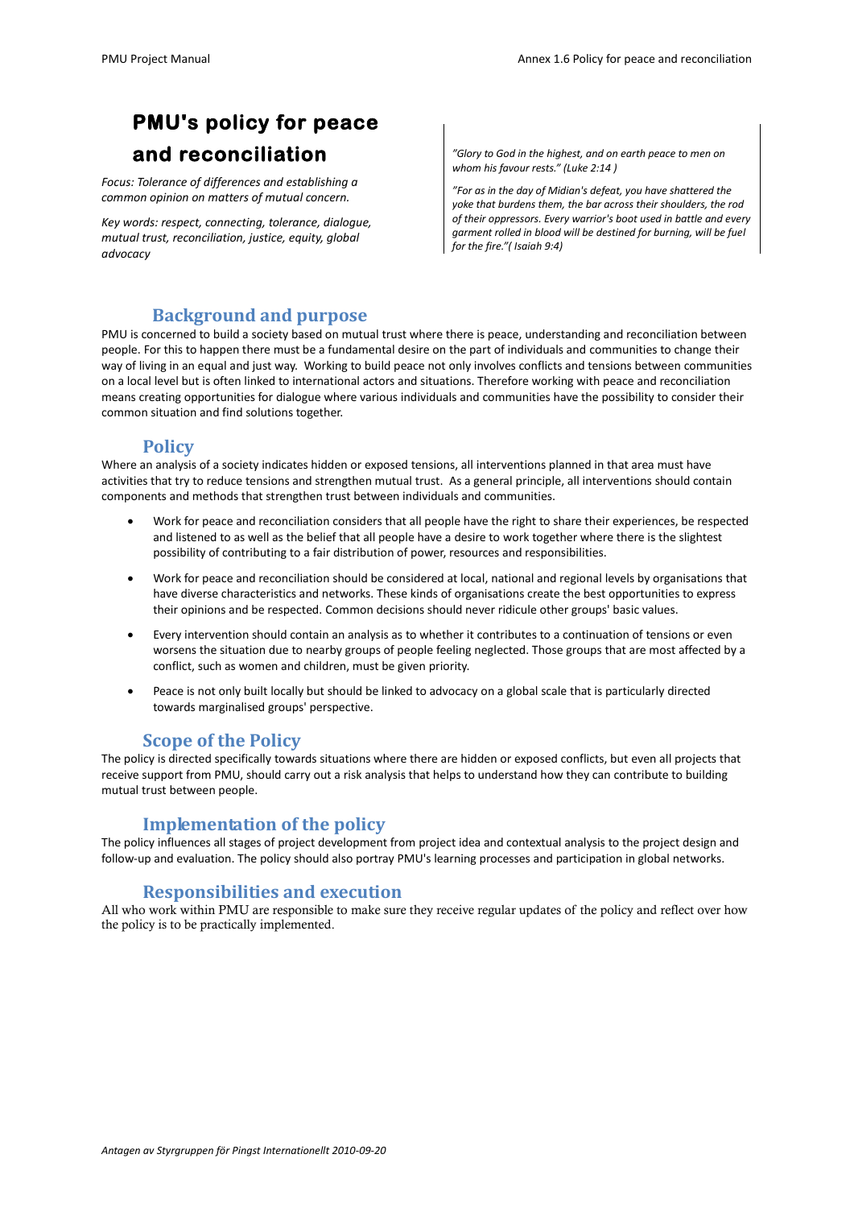# PMU's policy for peace and reconciliation

*Focus: Tolerance of differences and establishing a common opinion on matters of mutual concern.*

*Key words: respect, connecting, tolerance, dialogue, mutual trust, reconciliation, justice, equity, global advocacy*

*"Glory to God in the highest, and on earth peace to men on whom his favour rests." (Luke 2:14 )*

*"For as in the day of Midian's defeat, you have shattered the yoke that burdens them, the bar across their shoulders, the rod of their oppressors. Every warrior's boot used in battle and every garment rolled in blood will be destined for burning, will be fuel for the fire."( Isaiah 9:4)*

## Background and purpose

PMU is concerned to build a society based on mutual trust where there is peace, understanding and reconciliation between people. For this to happen there must be a fundamental desire on the part of individuals and communities to change their way of living in an equal and just way. Working to build peace not only involves conflicts and tensions between communities on a local level but is often linked to international actors and situations. Therefore working with peace and reconciliation means creating opportunities for dialogue where various individuals and communities have the possibility to consider their common situation and find solutions together.

## Policy

Where an analysis of a society indicates hidden or exposed tensions, all interventions planned in that area must have activities that try to reduce tensions and strengthen mutual trust. As a general principle, all interventions should contain components and methods that strengthen trust between individuals and communities.

- Work for peace and reconciliation considers that all people have the right to share their experiences, be respected and listened to as well as the belief that all people have a desire to work together where there is the slightest possibility of contributing to a fair distribution of power, resources and responsibilities.
- Work for peace and reconciliation should be considered at local, national and regional levels by organisations that have diverse characteristics and networks. These kinds of organisations create the best opportunities to express their opinions and be respected. Common decisions should never ridicule other groups' basic values.
- Every intervention should contain an analysis as to whether it contributes to a continuation of tensions or even worsens the situation due to nearby groups of people feeling neglected. Those groups that are most affected by a conflict, such as women and children, must be given priority.
- Peace is not only built locally but should be linked to advocacy on a global scale that is particularly directed towards marginalised groups' perspective.

## Scope of the Policy

The policy is directed specifically towards situations where there are hidden or exposed conflicts, but even all projects that receive support from PMU, should carry out a risk analysis that helps to understand how they can contribute to building mutual trust between people.

## Implementation of the policy

The policy influences all stages of project development from project idea and contextual analysis to the project design and follow-up and evaluation. The policy should also portray PMU's learning processes and participation in global networks.

## Responsibilities and execution

All who work within PMU are responsible to make sure they receive regular updates of the policy and reflect over how the policy is to be practically implemented.

*Antagen av Styrgruppen för Pingst Internationellt 2010-09-20*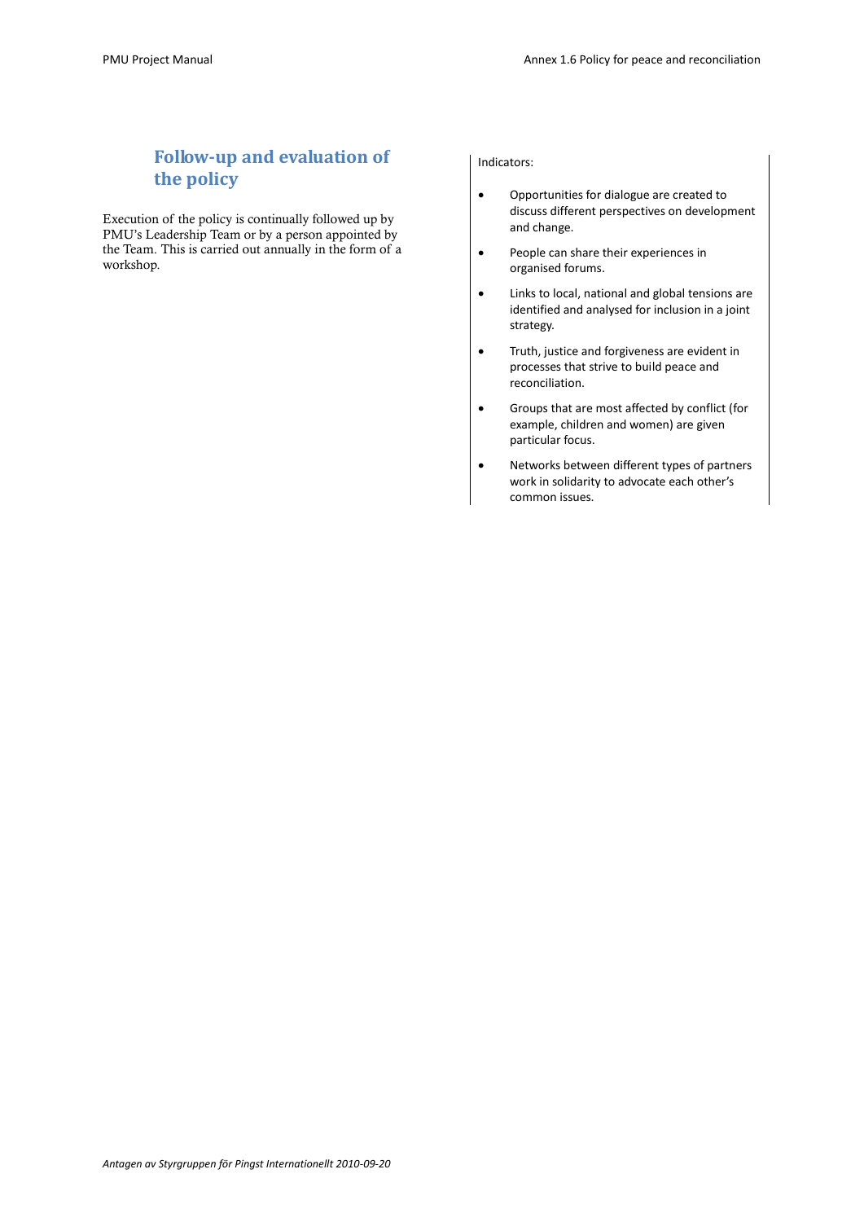## Follow-up and evaluation of the policy

Execution of the policy is continually followed up by PMU's Leadership Team or by a person appointed by the Team. This is carried out annually in the form of a workshop.

Indicators:

- Opportunities for dialogue are created to discuss different perspectives on development and change.
- People can share their experiences in organised forums.
- Links to local, national and global tensions are identified and analysed for inclusion in a joint strategy.
- Truth, justice and forgiveness are evident in processes that strive to build peace and reconciliation.
- Groups that are most affected by conflict (for example, children and women) are given particular focus.
- Networks between different types of partners work in solidarity to advocate each other's common issues.

*Antagen av Styrgruppen för Pingst Internationellt 2010-09-20*